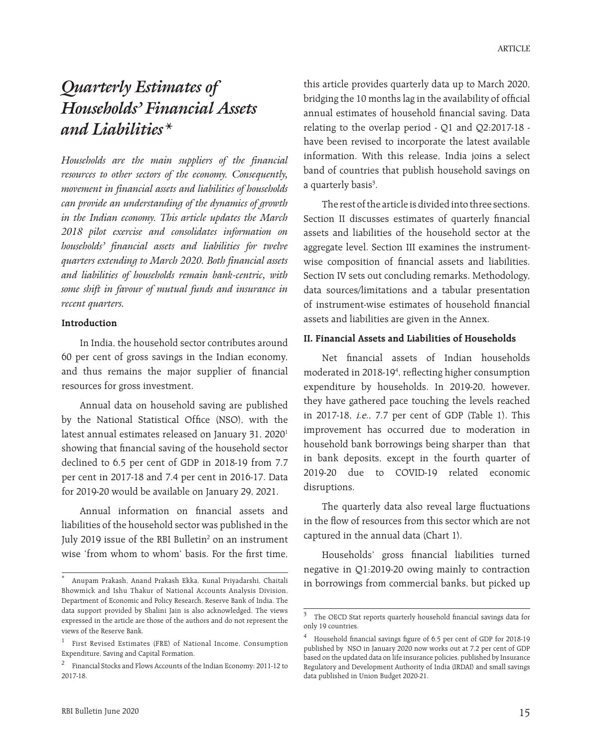# *Quarterly Estimates of Households' Financial Assets and Liabilities*\*

*Households are the main suppliers of the financial resources to other sectors of the economy. Consequently, movement in financial assets and liabilities of households can provide an understanding of the dynamics of growth in the Indian economy. This article updates the March 2018 pilot exercise and consolidates information on households' financial assets and liabilities for twelve quarters extending to March 2020. Both financial assets and liabilities of households remain bank-centric, with some shift in favour of mutual funds and insurance in recent quarters.*

**Introduction**

In India, the household sector contributes around 60 per cent of gross savings in the Indian economy, and thus remains the major supplier of financial resources for gross investment.

Annual data on household saving are published by the National Statistical Office (NSO), with the latest annual estimates released on January 31, 2020[1] showing that financial saving of the household sector declined to 6.5 per cent of GDP in 2018-19 from 7.7 per cent in 2017-18 and 7.4 per cent in 2016-17. Data for 2019-20 would be available on January 29, 2021.

Annual information on financial assets and liabilities of the household sector was published in the July 2019 issue of the RBI Bulletin[2] on an instrument wise 'from whom to whom' basis. For the first time, this article provides quarterly data up to March 2020, bridging the 10 months lag in the availability of official annual estimates of household financial saving. Data relating to the overlap period - Q1 and Q2:2017-18 - have been revised to incorporate the latest available information. With this release, India joins a select band of countries that publish household savings on a quarterly basis[3].

The rest of the article is divided into three sections. Section II discusses estimates of quarterly financial assets and liabilities of the household sector at the aggregate level. Section III examines the instrument-wise composition of financial assets and liabilities. Section IV sets out concluding remarks. Methodology, data sources/limitations and a tabular presentation of instrument-wise estimates of household financial assets and liabilities are given in the Annex.

**II. Financial Assets and Liabilities of Households**

Net financial assets of Indian households moderated in 2018-19[4], reflecting higher consumption expenditure by households. In 2019-20, however, they have gathered pace touching the levels reached in 2017-18, *i.e.*, 7.7 per cent of GDP (Table 1). This improvement has occurred due to moderation in household bank borrowings being sharper than that in bank deposits, except in the fourth quarter of 2019-20 due to COVID-19 related economic disruptions.

The quarterly data also reveal large fluctuations in the flow of resources from this sector which are not captured in the annual data (Chart 1).

Households' gross financial liabilities turned negative in Q1:2019-20 owing mainly to contraction in borrowings from commercial banks, but picked up

---

\* Anupam Prakash, Anand Prakash Ekka, Kunal Priyadarshi, Chaitali Bhowmick and Ishu Thakur of National Accounts Analysis Division, Department of Economic and Policy Research, Reserve Bank of India. The data support provided by Shalini Jain is also acknowledged. The views expressed in the article are those of the authors and do not represent the views of the Reserve Bank.

[1] First Revised Estimates (FRE) of National Income, Consumption Expenditure, Saving and Capital Formation.

[2] Financial Stocks and Flows Accounts of the Indian Economy: 2011-12 to 2017-18.

[3] The OECD Stat reports quarterly household financial savings data for only 19 countries.

[4] Household financial savings figure of 6.5 per cent of GDP for 2018-19 published by NSO in January 2020 now works out at 7.2 per cent of GDP based on the updated data on life insurance policies, published by Insurance Regulatory and Development Authority of India (IRDAI) and small savings data published in Union Budget 2020-21.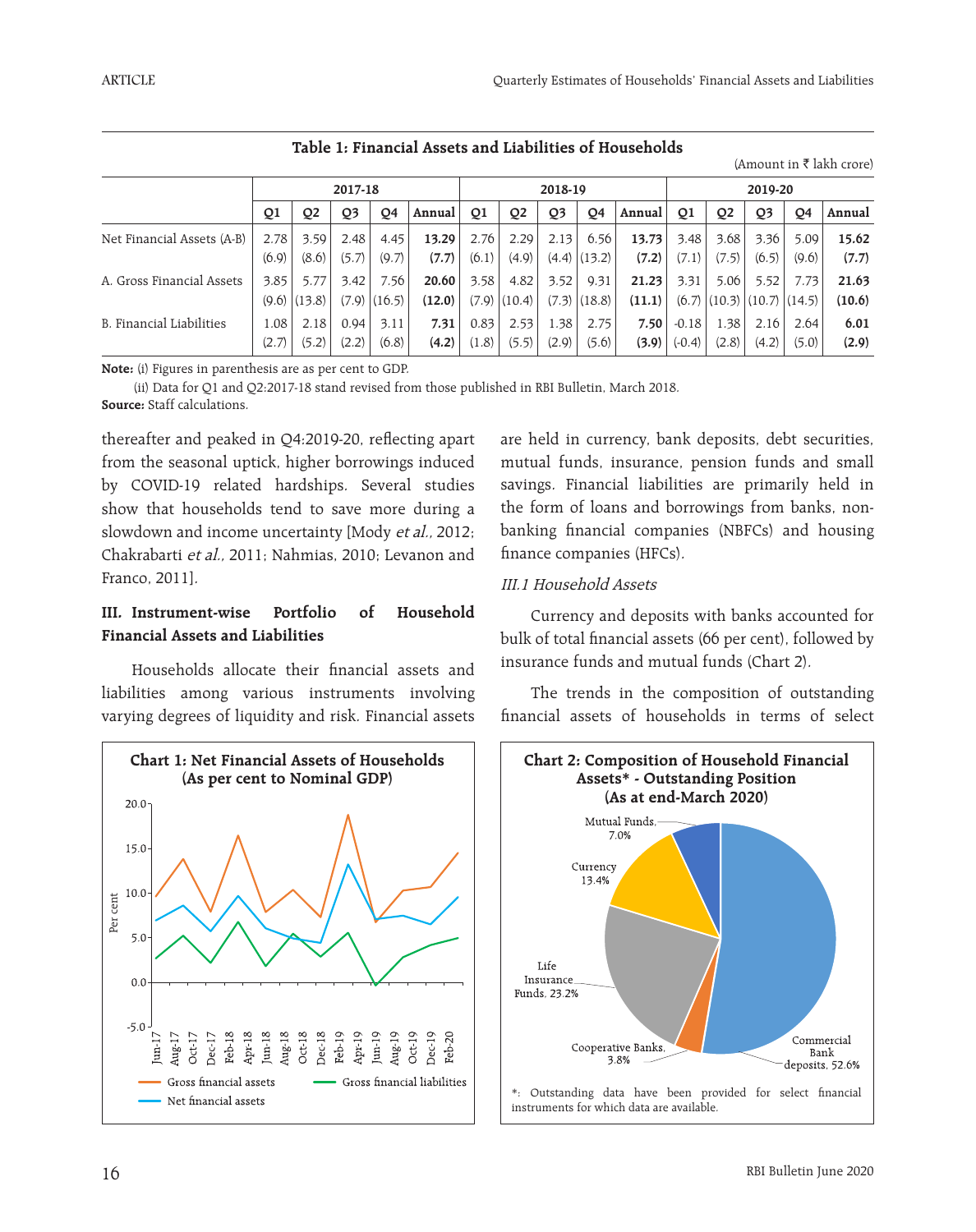**Table 1: Financial Assets and Liabilities of Households**

(Amount in ₹ lakh crore)

| | 2017-18 | | | | | 2018-19 | | | | | 2019-20 | | | | |
|---|---|---|---|---|---|---|---|---|---|---|---|---|---|---|---|
| | Q1 | Q2 | Q3 | Q4 | Annual | Q1 | Q2 | Q3 | Q4 | Annual | Q1 | Q2 | Q3 | Q4 | Annual |
| Net Financial Assets (A-B) | 2.78 (6.9) | 3.59 (8.6) | 2.48 (5.7) | 4.45 (9.7) | **13.29 (7.7)** | 2.76 (6.1) | 2.29 (4.9) | 2.13 (4.4) | 6.56 (13.2) | **13.73 (7.2)** | 3.48 (7.1) | 3.68 (7.5) | 3.36 (6.5) | 5.09 (9.6) | **15.62 (7.7)** |
| A. Gross Financial Assets | 3.85 (9.6) | 5.77 (13.8) | 3.42 (7.9) | 7.56 (16.5) | **20.60 (12.0)** | 3.58 (7.9) | 4.82 (10.4) | 3.52 (7.3) | 9.31 (18.8) | **21.23 (11.1)** | 3.31 (6.7) | 5.06 (10.3) | 5.52 (10.7) | 7.73 (14.5) | **21.63 (10.6)** |
| B. Financial Liabilities | 1.08 (2.7) | 2.18 (5.2) | 0.94 (2.2) | 3.11 (6.8) | **7.31 (4.2)** | 0.83 (1.8) | 2.53 (5.5) | 1.38 (2.9) | 2.75 (5.6) | **7.50 (3.9)** | -0.18 (-0.4) | 1.38 (2.8) | 2.16 (4.2) | 2.64 (5.0) | **6.01 (2.9)** |

**Note:** (i) Figures in parenthesis are as per cent to GDP.

(ii) Data for Q1 and Q2:2017-18 stand revised from those published in RBI Bulletin, March 2018.

**Source:** Staff calculations.

thereafter and peaked in Q4:2019-20, reflecting apart from the seasonal uptick, higher borrowings induced by COVID-19 related hardships. Several studies show that households tend to save more during a slowdown and income uncertainty [Mody *et al.,* 2012; Chakrabarti *et al.,* 2011; Nahmias, 2010; Levanon and Franco, 2011].

## III. Instrument-wise Portfolio of Household Financial Assets and Liabilities

Households allocate their financial assets and liabilities among various instruments involving varying degrees of liquidity and risk. Financial assets are held in currency, bank deposits, debt securities, mutual funds, insurance, pension funds and small savings. Financial liabilities are primarily held in the form of loans and borrowings from banks, non-banking financial companies (NBFCs) and housing finance companies (HFCs).

### *III.1 Household Assets*

Currency and deposits with banks accounted for bulk of total financial assets (66 per cent), followed by insurance funds and mutual funds (Chart 2).

The trends in the composition of outstanding financial assets of households in terms of select

**Chart 1: Net Financial Assets of Households (As per cent to Nominal GDP)**

**Chart 2: Composition of Household Financial Assets* - Outstanding Position (As at end-March 2020)**

*: Outstanding data have been provided for select financial instruments for which data are available.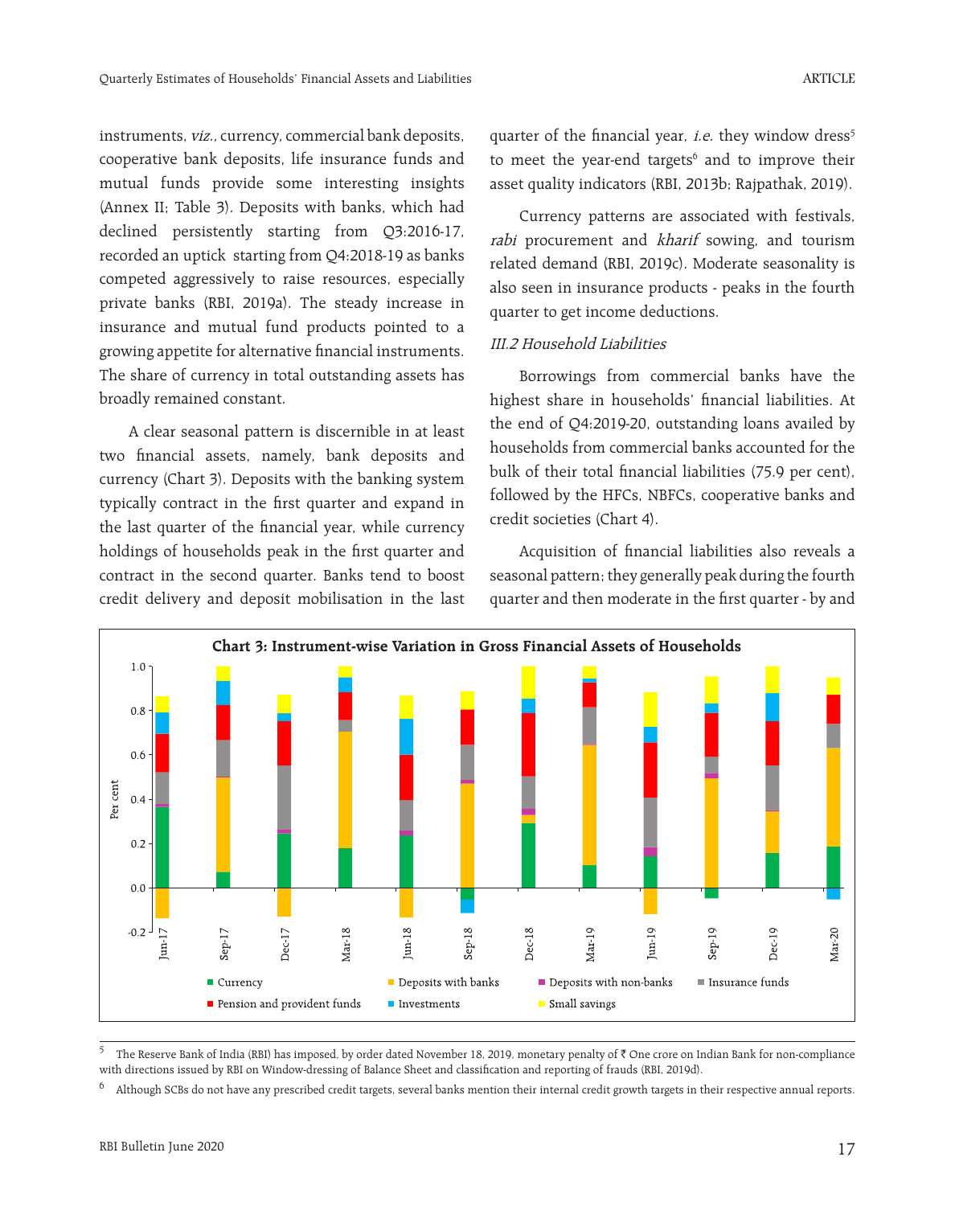instruments, *viz.,* currency, commercial bank deposits, cooperative bank deposits, life insurance funds and mutual funds provide some interesting insights (Annex II; Table 3). Deposits with banks, which had declined persistently starting from Q3:2016-17, recorded an uptick starting from Q4:2018-19 as banks competed aggressively to raise resources, especially private banks (RBI, 2019a). The steady increase in insurance and mutual fund products pointed to a growing appetite for alternative financial instruments. The share of currency in total outstanding assets has broadly remained constant.

A clear seasonal pattern is discernible in at least two financial assets, namely, bank deposits and currency (Chart 3). Deposits with the banking system typically contract in the first quarter and expand in the last quarter of the financial year, while currency holdings of households peak in the first quarter and contract in the second quarter. Banks tend to boost credit delivery and deposit mobilisation in the last quarter of the financial year, *i.e.* they window dress[5] to meet the year-end targets[6] and to improve their asset quality indicators (RBI, 2013b; Rajpathak, 2019).

Currency patterns are associated with festivals, *rabi* procurement and *kharif* sowing, and tourism related demand (RBI, 2019c). Moderate seasonality is also seen in insurance products - peaks in the fourth quarter to get income deductions.

### III.2 Household Liabilities

Borrowings from commercial banks have the highest share in households' financial liabilities. At the end of Q4:2019-20, outstanding loans availed by households from commercial banks accounted for the bulk of their total financial liabilities (75.9 per cent), followed by the HFCs, NBFCs, cooperative banks and credit societies (Chart 4).

Acquisition of financial liabilities also reveals a seasonal pattern; they generally peak during the fourth quarter and then moderate in the first quarter - by and

**Chart 3: Instrument-wise Variation in Gross Financial Assets of Households**

[5] The Reserve Bank of India (RBI) has imposed, by order dated November 18, 2019, monetary penalty of ₹ One crore on Indian Bank for non-compliance with directions issued by RBI on Window-dressing of Balance Sheet and classification and reporting of frauds (RBI, 2019d).

[6] Although SCBs do not have any prescribed credit targets, several banks mention their internal credit growth targets in their respective annual reports.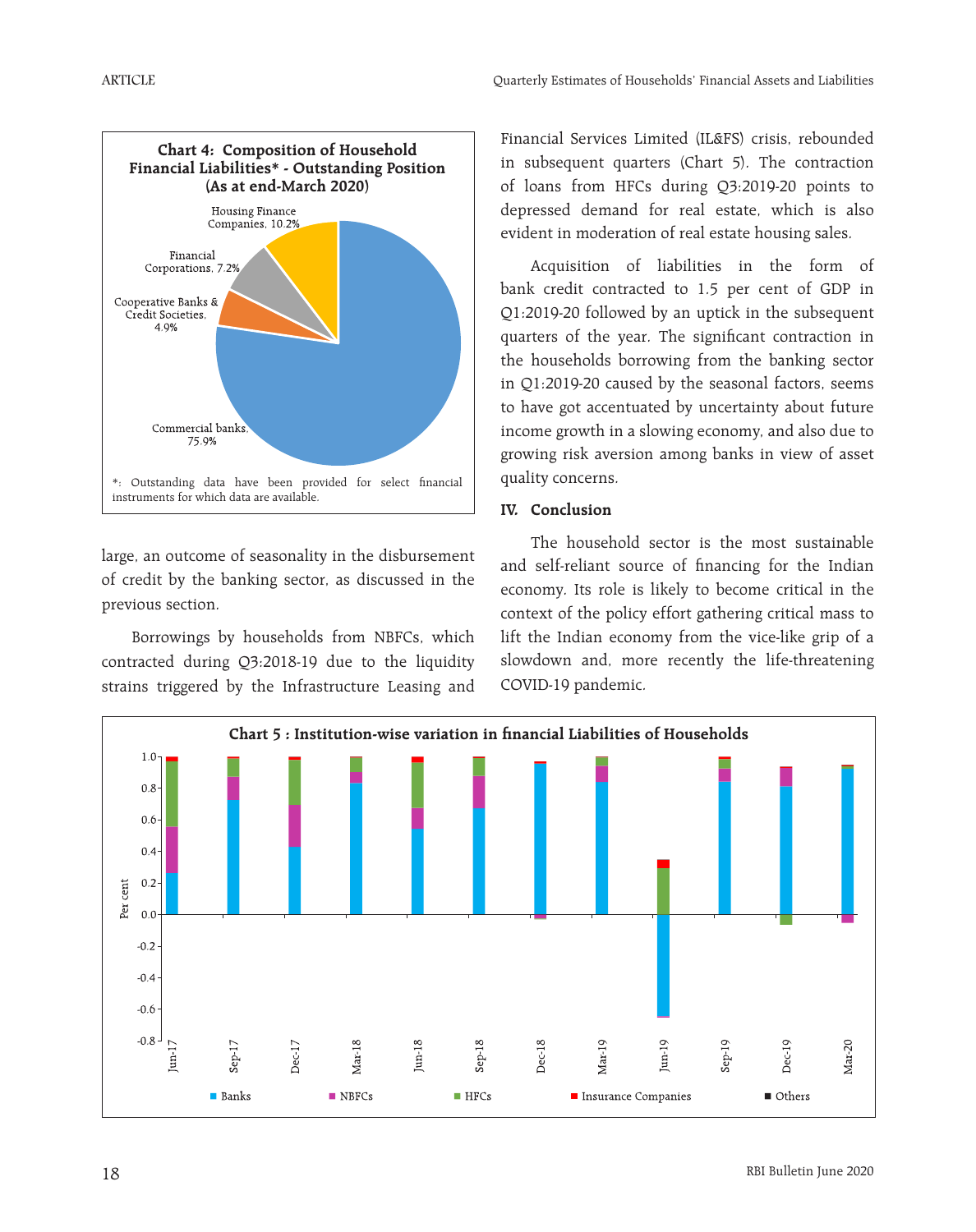**Chart 4: Composition of Household Financial Liabilities* - Outstanding Position (As at end-March 2020)**

| Institution | Share |
|---|---|
| Commercial banks | 75.9% |
| Housing Finance Companies | 10.2% |
| Financial Corporations | 7.2% |
| Cooperative Banks & Credit Societies | 4.9% |

*: Outstanding data have been provided for select financial instruments for which data are available.

large, an outcome of seasonality in the disbursement of credit by the banking sector, as discussed in the previous section.

Borrowings by households from NBFCs, which contracted during Q3:2018-19 due to the liquidity strains triggered by the Infrastructure Leasing and Financial Services Limited (IL&FS) crisis, rebounded in subsequent quarters (Chart 5). The contraction of loans from HFCs during Q3:2019-20 points to depressed demand for real estate, which is also evident in moderation of real estate housing sales.

Acquisition of liabilities in the form of bank credit contracted to 1.5 per cent of GDP in Q1:2019-20 followed by an uptick in the subsequent quarters of the year. The significant contraction in the households borrowing from the banking sector in Q1:2019-20 caused by the seasonal factors, seems to have got accentuated by uncertainty about future income growth in a slowing economy, and also due to growing risk aversion among banks in view of asset quality concerns.

## IV. Conclusion

The household sector is the most sustainable and self-reliant source of financing for the Indian economy. Its role is likely to become critical in the context of the policy effort gathering critical mass to lift the Indian economy from the vice-like grip of a slowdown and, more recently the life-threatening COVID-19 pandemic.

**Chart 5 : Institution-wise variation in financial Liabilities of Households**

Stacked bar chart; y-axis: Per cent (-0.8 to 1.0); x-axis: Jun-17, Sep-17, Dec-17, Mar-18, Jun-18, Sep-18, Dec-18, Mar-19, Jun-19, Sep-19, Dec-19, Mar-20. Legend: Banks, NBFCs, HFCs, Insurance Companies, Others.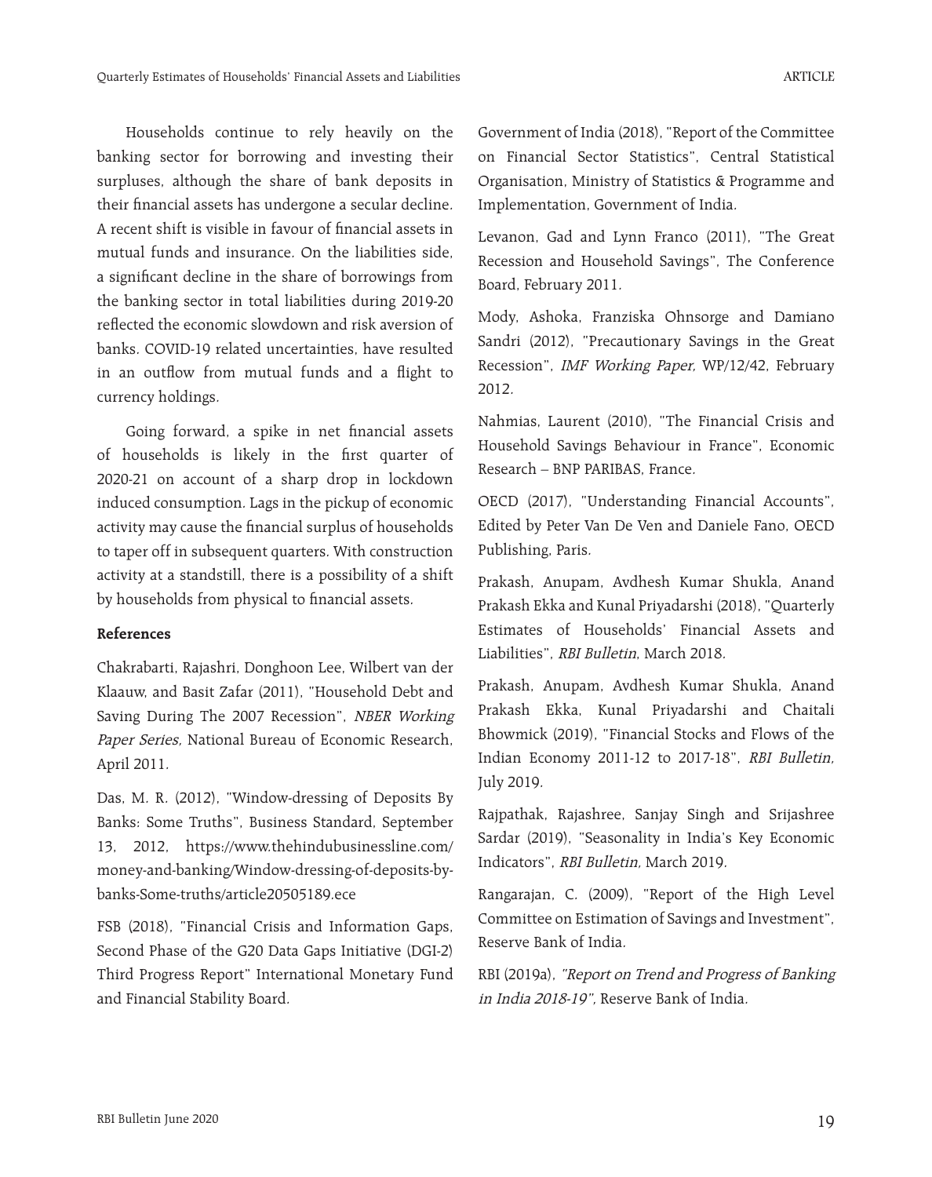Households continue to rely heavily on the banking sector for borrowing and investing their surpluses, although the share of bank deposits in their financial assets has undergone a secular decline. A recent shift is visible in favour of financial assets in mutual funds and insurance. On the liabilities side, a significant decline in the share of borrowings from the banking sector in total liabilities during 2019-20 reflected the economic slowdown and risk aversion of banks. COVID-19 related uncertainties, have resulted in an outflow from mutual funds and a flight to currency holdings.

Going forward, a spike in net financial assets of households is likely in the first quarter of 2020-21 on account of a sharp drop in lockdown induced consumption. Lags in the pickup of economic activity may cause the financial surplus of households to taper off in subsequent quarters. With construction activity at a standstill, there is a possibility of a shift by households from physical to financial assets.

**References**

Chakrabarti, Rajashri, Donghoon Lee, Wilbert van der Klaauw, and Basit Zafar (2011), "Household Debt and Saving During The 2007 Recession", *NBER Working Paper Series,* National Bureau of Economic Research, April 2011.

Das, M. R. (2012), "Window-dressing of Deposits By Banks: Some Truths", Business Standard, September 13, 2012, https://www.thehindubusinessline.com/money-and-banking/Window-dressing-of-deposits-by-banks-Some-truths/article20505189.ece

FSB (2018), "Financial Crisis and Information Gaps, Second Phase of the G20 Data Gaps Initiative (DGI-2) Third Progress Report" International Monetary Fund and Financial Stability Board.

Government of India (2018), "Report of the Committee on Financial Sector Statistics", Central Statistical Organisation, Ministry of Statistics & Programme and Implementation, Government of India.

Levanon, Gad and Lynn Franco (2011), "The Great Recession and Household Savings", The Conference Board, February 2011.

Mody, Ashoka, Franziska Ohnsorge and Damiano Sandri (2012), "Precautionary Savings in the Great Recession", *IMF Working Paper,* WP/12/42, February 2012.

Nahmias, Laurent (2010), "The Financial Crisis and Household Savings Behaviour in France", Economic Research – BNP PARIBAS, France.

OECD (2017), "Understanding Financial Accounts", Edited by Peter Van De Ven and Daniele Fano, OECD Publishing, Paris.

Prakash, Anupam, Avdhesh Kumar Shukla, Anand Prakash Ekka and Kunal Priyadarshi (2018), "Quarterly Estimates of Households' Financial Assets and Liabilities", *RBI Bulletin*, March 2018.

Prakash, Anupam, Avdhesh Kumar Shukla, Anand Prakash Ekka, Kunal Priyadarshi and Chaitali Bhowmick (2019), "Financial Stocks and Flows of the Indian Economy 2011-12 to 2017-18", *RBI Bulletin,* July 2019.

Rajpathak, Rajashree, Sanjay Singh and Srijashree Sardar (2019), "Seasonality in India's Key Economic Indicators", *RBI Bulletin,* March 2019.

Rangarajan, C. (2009), "Report of the High Level Committee on Estimation of Savings and Investment", Reserve Bank of India.

RBI (2019a), *"Report on Trend and Progress of Banking in India 2018-19",* Reserve Bank of India.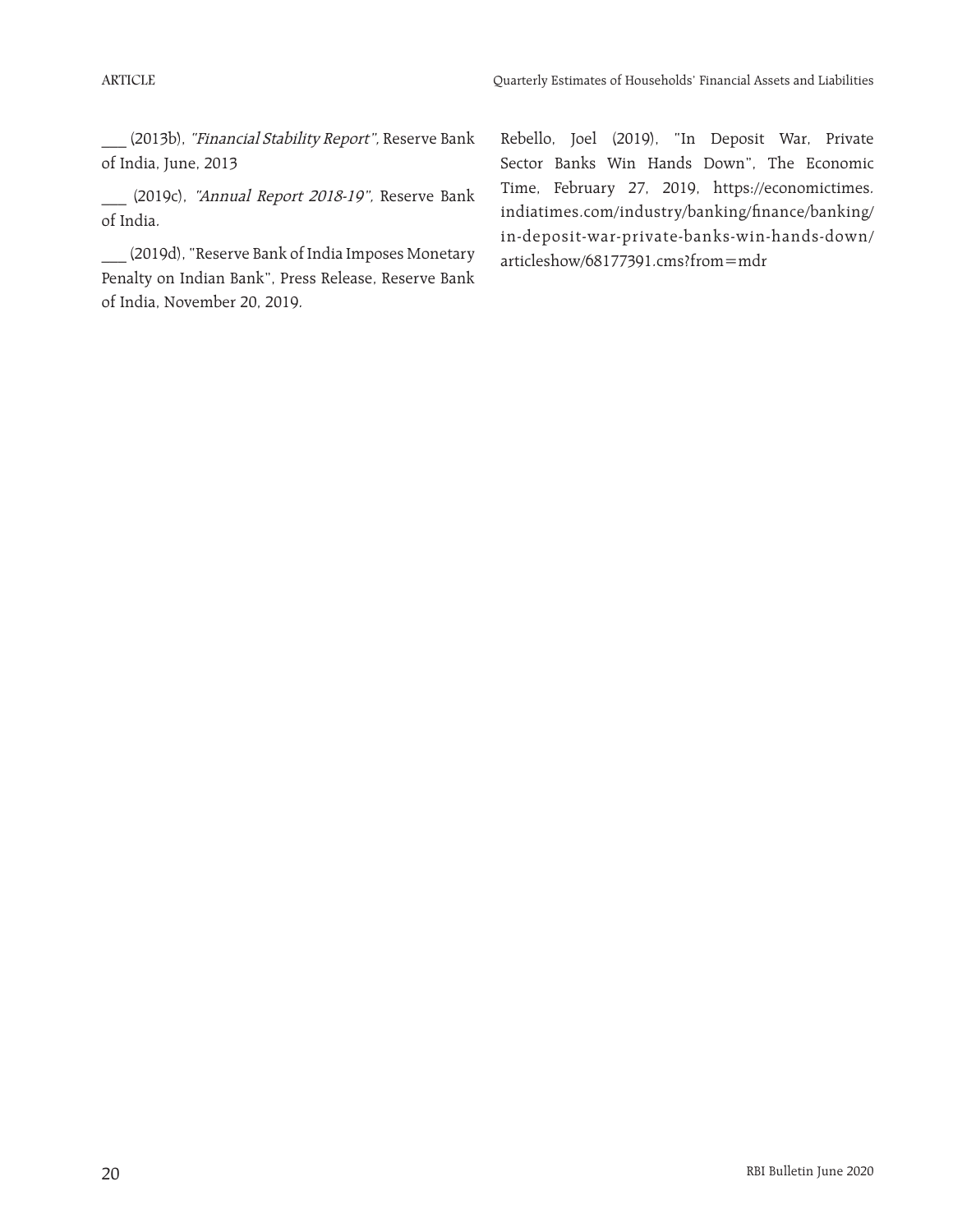___ (2013b), *"Financial Stability Report"*, Reserve Bank of India, June, 2013

___ (2019c), *"Annual Report 2018-19"*, Reserve Bank of India.

___ (2019d), "Reserve Bank of India Imposes Monetary Penalty on Indian Bank", Press Release, Reserve Bank of India, November 20, 2019.

Rebello, Joel (2019), "In Deposit War, Private Sector Banks Win Hands Down", The Economic Time, February 27, 2019, https://economictimes.indiatimes.com/industry/banking/finance/banking/in-deposit-war-private-banks-win-hands-down/articleshow/68177391.cms?from=mdr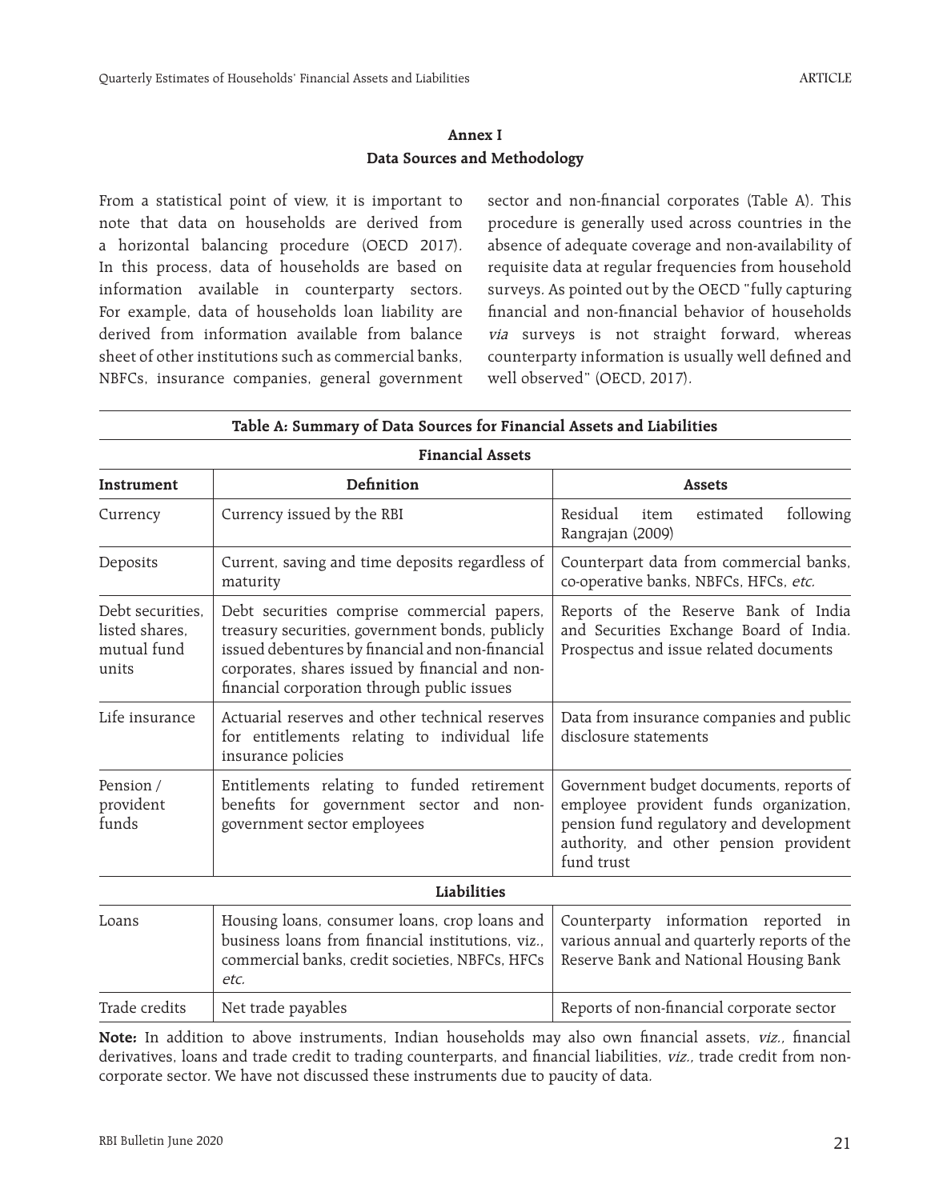# Annex I

## Data Sources and Methodology

From a statistical point of view, it is important to note that data on households are derived from a horizontal balancing procedure (OECD 2017). In this process, data of households are based on information available in counterparty sectors. For example, data of households loan liability are derived from information available from balance sheet of other institutions such as commercial banks, NBFCs, insurance companies, general government sector and non-financial corporates (Table A). This procedure is generally used across countries in the absence of adequate coverage and non-availability of requisite data at regular frequencies from household surveys. As pointed out by the OECD "fully capturing financial and non-financial behavior of households *via* surveys is not straight forward, whereas counterparty information is usually well defined and well observed" (OECD, 2017).

**Table A: Summary of Data Sources for Financial Assets and Liabilities**

| Instrument | Definition | Assets |
|---|---|---|
| **Financial Assets** | | |
| Currency | Currency issued by the RBI | Residual item estimated following Rangrajan (2009) |
| Deposits | Current, saving and time deposits regardless of maturity | Counterpart data from commercial banks, co-operative banks, NBFCs, HFCs, *etc.* |
| Debt securities, listed shares, mutual fund units | Debt securities comprise commercial papers, treasury securities, government bonds, publicly issued debentures by financial and non-financial corporates, shares issued by financial and non-financial corporation through public issues | Reports of the Reserve Bank of India and Securities Exchange Board of India. Prospectus and issue related documents |
| Life insurance | Actuarial reserves and other technical reserves for entitlements relating to individual life insurance policies | Data from insurance companies and public disclosure statements |
| Pension / provident funds | Entitlements relating to funded retirement benefits for government sector and non-government sector employees | Government budget documents, reports of employee provident funds organization, pension fund regulatory and development authority, and other pension provident fund trust |
| **Liabilities** | | |
| Loans | Housing loans, consumer loans, crop loans and business loans from financial institutions, viz., commercial banks, credit societies, NBFCs, HFCs *etc.* | Counterparty information reported in various annual and quarterly reports of the Reserve Bank and National Housing Bank |
| Trade credits | Net trade payables | Reports of non-financial corporate sector |

**Note:** In addition to above instruments, Indian households may also own financial assets, *viz.,* financial derivatives, loans and trade credit to trading counterparts, and financial liabilities, *viz.,* trade credit from non-corporate sector. We have not discussed these instruments due to paucity of data.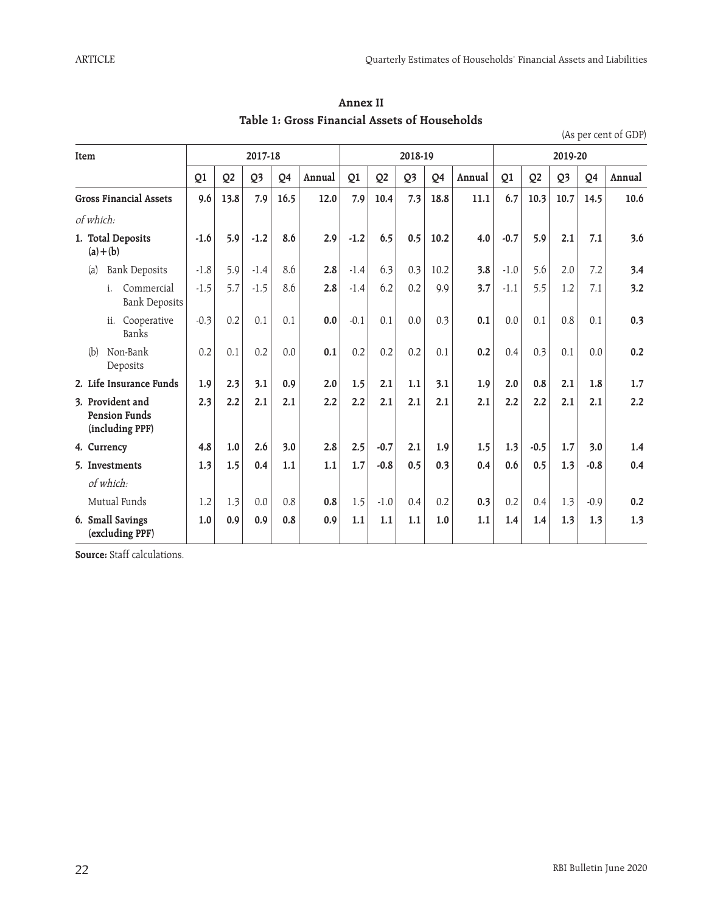## Annex II

### Table 1: Gross Financial Assets of Households

(As per cent of GDP)

| Item | 2017-18 | | | | | 2018-19 | | | | | 2019-20 | | | | |
|---|---|---|---|---|---|---|---|---|---|---|---|---|---|---|---|
| | Q1 | Q2 | Q3 | Q4 | Annual | Q1 | Q2 | Q3 | Q4 | Annual | Q1 | Q2 | Q3 | Q4 | Annual |
| **Gross Financial Assets** | **9.6** | **13.8** | **7.9** | **16.5** | **12.0** | **7.9** | **10.4** | **7.3** | **18.8** | **11.1** | **6.7** | **10.3** | **10.7** | **14.5** | **10.6** |
| *of which:* | | | | | | | | | | | | | | | |
| **1. Total Deposits (a)+(b)** | **-1.6** | **5.9** | **-1.2** | **8.6** | **2.9** | **-1.2** | **6.5** | **0.5** | **10.2** | **4.0** | **-0.7** | **5.9** | **2.1** | **7.1** | **3.6** |
| (a) Bank Deposits | -1.8 | 5.9 | -1.4 | 8.6 | **2.8** | -1.4 | 6.3 | 0.3 | 10.2 | **3.8** | -1.0 | 5.6 | 2.0 | 7.2 | **3.4** |
| i. Commercial Bank Deposits | -1.5 | 5.7 | -1.5 | 8.6 | **2.8** | -1.4 | 6.2 | 0.2 | 9.9 | **3.7** | -1.1 | 5.5 | 1.2 | 7.1 | **3.2** |
| ii. Cooperative Banks | -0.3 | 0.2 | 0.1 | 0.1 | **0.0** | -0.1 | 0.1 | 0.0 | 0.3 | **0.1** | 0.0 | 0.1 | 0.8 | 0.1 | **0.3** |
| (b) Non-Bank Deposits | 0.2 | 0.1 | 0.2 | 0.0 | **0.1** | 0.2 | 0.2 | 0.2 | 0.1 | **0.2** | 0.4 | 0.3 | 0.1 | 0.0 | **0.2** |
| **2. Life Insurance Funds** | **1.9** | **2.3** | **3.1** | **0.9** | **2.0** | **1.5** | **2.1** | **1.1** | **3.1** | **1.9** | **2.0** | **0.8** | **2.1** | **1.8** | **1.7** |
| **3. Provident and Pension Funds (including PPF)** | **2.3** | **2.2** | **2.1** | **2.1** | **2.2** | **2.2** | **2.1** | **2.1** | **2.1** | **2.1** | **2.2** | **2.2** | **2.1** | **2.1** | **2.2** |
| **4. Currency** | **4.8** | **1.0** | **2.6** | **3.0** | **2.8** | **2.5** | **-0.7** | **2.1** | **1.9** | **1.5** | **1.3** | **-0.5** | **1.7** | **3.0** | **1.4** |
| **5. Investments** | **1.3** | **1.5** | **0.4** | **1.1** | **1.1** | **1.7** | **-0.8** | **0.5** | **0.3** | **0.4** | **0.6** | **0.5** | **1.3** | **-0.8** | **0.4** |
| *of which:* | | | | | | | | | | | | | | | |
| Mutual Funds | 1.2 | 1.3 | 0.0 | 0.8 | **0.8** | 1.5 | -1.0 | 0.4 | 0.2 | **0.3** | 0.2 | 0.4 | 1.3 | -0.9 | **0.2** |
| **6. Small Savings (excluding PPF)** | **1.0** | **0.9** | **0.9** | **0.8** | **0.9** | **1.1** | **1.1** | **1.1** | **1.0** | **1.1** | **1.4** | **1.4** | **1.3** | **1.3** | **1.3** |

**Source:** Staff calculations.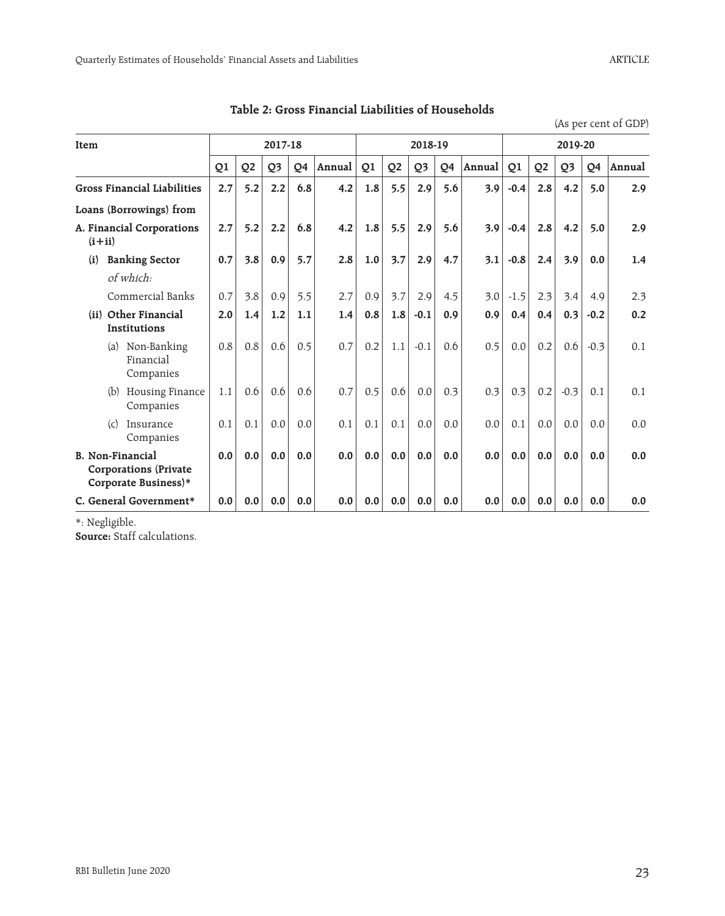**Table 2: Gross Financial Liabilities of Households**

(As per cent of GDP)

| Item | 2017-18 | | | | | 2018-19 | | | | | 2019-20 | | | | |
|---|---|---|---|---|---|---|---|---|---|---|---|---|---|---|---|
| | Q1 | Q2 | Q3 | Q4 | Annual | Q1 | Q2 | Q3 | Q4 | Annual | Q1 | Q2 | Q3 | Q4 | Annual |
| **Gross Financial Liabilities** | **2.7** | **5.2** | **2.2** | **6.8** | **4.2** | **1.8** | **5.5** | **2.9** | **5.6** | **3.9** | **-0.4** | **2.8** | **4.2** | **5.0** | **2.9** |
| **Loans (Borrowings) from** | | | | | | | | | | | | | | | |
| **A. Financial Corporations (i+ii)** | **2.7** | **5.2** | **2.2** | **6.8** | **4.2** | **1.8** | **5.5** | **2.9** | **5.6** | **3.9** | **-0.4** | **2.8** | **4.2** | **5.0** | **2.9** |
| **(i) Banking Sector** | **0.7** | **3.8** | **0.9** | **5.7** | **2.8** | **1.0** | **3.7** | **2.9** | **4.7** | **3.1** | **-0.8** | **2.4** | **3.9** | **0.0** | **1.4** |
| *of which:* | | | | | | | | | | | | | | | |
| Commercial Banks | 0.7 | 3.8 | 0.9 | 5.5 | 2.7 | 0.9 | 3.7 | 2.9 | 4.5 | 3.0 | -1.5 | 2.3 | 3.4 | 4.9 | 2.3 |
| **(ii) Other Financial Institutions** | **2.0** | **1.4** | **1.2** | **1.1** | **1.4** | **0.8** | **1.8** | **-0.1** | **0.9** | **0.9** | **0.4** | **0.4** | **0.3** | **-0.2** | **0.2** |
| (a) Non-Banking Financial Companies | 0.8 | 0.8 | 0.6 | 0.5 | 0.7 | 0.2 | 1.1 | -0.1 | 0.6 | 0.5 | 0.0 | 0.2 | 0.6 | -0.3 | 0.1 |
| (b) Housing Finance Companies | 1.1 | 0.6 | 0.6 | 0.6 | 0.7 | 0.5 | 0.6 | 0.0 | 0.3 | 0.3 | 0.3 | 0.2 | -0.3 | 0.1 | 0.1 |
| (c) Insurance Companies | 0.1 | 0.1 | 0.0 | 0.0 | 0.1 | 0.1 | 0.1 | 0.0 | 0.0 | 0.0 | 0.1 | 0.0 | 0.0 | 0.0 | 0.0 |
| **B. Non-Financial Corporations (Private Corporate Business)*** | **0.0** | **0.0** | **0.0** | **0.0** | **0.0** | **0.0** | **0.0** | **0.0** | **0.0** | **0.0** | **0.0** | **0.0** | **0.0** | **0.0** | **0.0** |
| **C. General Government*** | **0.0** | **0.0** | **0.0** | **0.0** | **0.0** | **0.0** | **0.0** | **0.0** | **0.0** | **0.0** | **0.0** | **0.0** | **0.0** | **0.0** | **0.0** |

*: Negligible.

**Source:** Staff calculations.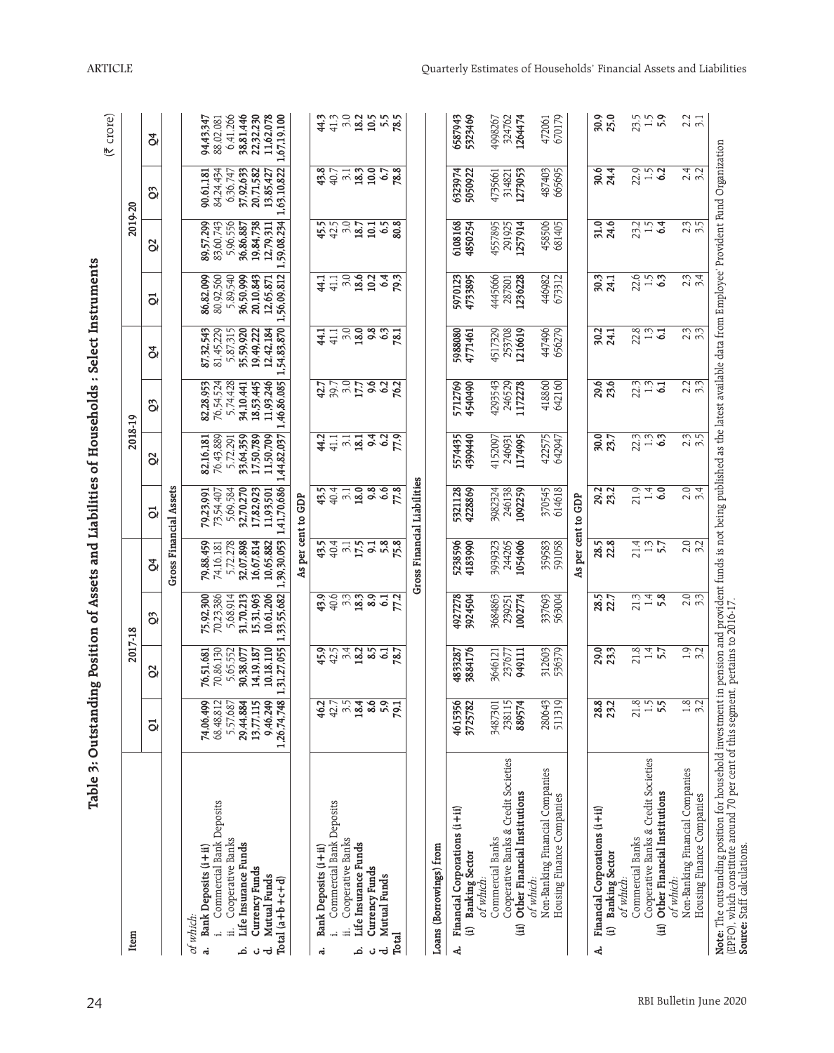# Table 3: Outstanding Position of Assets and Liabilities of Households : Select Instruments

(₹ crore)

| Item | 2017-18 | | | | 2018-19 | | | | 2019-20 | | | |
|---|---|---|---|---|---|---|---|---|---|---|---|---|
| | Q1 | Q2 | Q3 | Q4 | Q1 | Q2 | Q3 | Q4 | Q1 | Q2 | Q3 | Q4 |
| **Gross Financial Assets** | | | | | | | | | | | | |
| *of which:* | | | | | | | | | | | | |
| **a. Bank Deposits (i+ii)** | **74,06,499** | **76,51,681** | **75,92,300** | **79,88,459** | **79,23,991** | **82,16,181** | **82,28,953** | **87,32,543** | **86,82,099** | **89,57,299** | **90,61,181** | **94,43,347** |
| i. Commercial Bank Deposits | 68,48,812 | 70,86,130 | 70,23,386 | 74,16,181 | 73,54,407 | 76,43,889 | 76,54,524 | 81,45,229 | 80,92,560 | 83,60,743 | 84,24,434 | 88,02,081 |
| ii. Cooperative Banks | 5,57,687 | 5,65,552 | 5,68,914 | 5,72,278 | 5,69,584 | 5,72,291 | 5,74,428 | 5,87,315 | 5,89,540 | 5,96,556 | 6,36,747 | 6,41,266 |
| **b. Life Insurance Funds** | **29,44,884** | **30,38,077** | **31,70,213** | **32,07,898** | **32,70,270** | **33,64,359** | **34,10,441** | **35,59,920** | **36,50,999** | **36,86,887** | **37,92,633** | **38,81,446** |
| **c. Currency Funds** | **13,77,115** | **14,19,187** | **15,31,963** | **16,67,814** | **17,82,923** | **17,50,789** | **18,53,445** | **19,49,222** | **20,10,843** | **19,84,738** | **20,71,582** | **22,32,230** |
| **d. Mutual Funds** | **9,46,249** | **10,18,110** | **10,61,206** | **10,65,882** | **11,93,501** | **11,50,709** | **11,93,246** | **12,42,184** | **12,65,871** | **12,79,311** | **13,85,427** | **11,62,078** |
| **Total (a+b+c+d)** | **1,26,74,748** | **1,31,27,055** | **1,33,55,682** | **1,39,30,053** | **1,41,70,686** | **1,44,82,037** | **1,46,86,085** | **1,54,83,870** | **1,56,09,812** | **1,59,08,234** | **1,63,10,822** | **1,67,19,100** |
| **As per cent to GDP** | | | | | | | | | | | | |
| **a. Bank Deposits (i+ii)** | **46.2** | **45.9** | **43.9** | **43.5** | **43.5** | **44.2** | **42.7** | **44.1** | **44.1** | **45.5** | **43.8** | **44.3** |
| i. Commercial Bank Deposits | 42.7 | 42.5 | 40.6 | 40.4 | 40.4 | 41.1 | 39.7 | 41.1 | 41.1 | 42.5 | 40.7 | 41.3 |
| ii. Cooperative Banks | 3.5 | 3.4 | 3.3 | 3.1 | 3.1 | 3.1 | 3.0 | 3.0 | 3.0 | 3.0 | 3.1 | 3.0 |
| **b. Life Insurance Funds** | **18.4** | **18.2** | **18.3** | **17.5** | **18.0** | **18.1** | **17.7** | **18.0** | **18.6** | **18.7** | **18.3** | **18.2** |
| **c. Currency Funds** | **8.6** | **8.5** | **8.9** | **9.1** | **9.8** | **9.4** | **9.6** | **9.8** | **10.2** | **10.1** | **10.0** | **10.5** |
| **d. Mutual Funds** | **5.9** | **6.1** | **6.1** | **5.8** | **6.6** | **6.2** | **6.2** | **6.3** | **6.4** | **6.5** | **6.7** | **5.5** |
| **Total** | **79.1** | **78.7** | **77.2** | **75.8** | **77.8** | **77.9** | **76.2** | **78.1** | **79.3** | **80.8** | **78.8** | **78.5** |
| **Gross Financial Liabilities** | | | | | | | | | | | | |
| **Loans (Borrowings) from** | | | | | | | | | | | | |
| **A. Financial Corporations (i+ii)** | **4615356** | **4833287** | **4927278** | **5238596** | **5321128** | **5574435** | **5712769** | **5988080** | **5970123** | **6108168** | **6323974** | **6587943** |
| **(i) Banking Sector** | **3725782** | **3884176** | **3924504** | **4183990** | **4228869** | **4399440** | **4540490** | **4771461** | **4733895** | **4850254** | **5050922** | **5323469** |
| *of which:* | | | | | | | | | | | | |
| Commercial Banks | 3487301 | 3646121 | 3684863 | 3939723 | 3982524 | 4152097 | 4293543 | 4517329 | 4445666 | 4557895 | 4735661 | 4998267 |
| Cooperative Banks & Credit Societies | 238115 | 237677 | 239251 | 244265 | 246138 | 246931 | 246529 | 253708 | 287801 | 291925 | 314821 | 324762 |
| **(ii) Other Financial Institutions** | **889574** | **949111** | **1002774** | **1054606** | **1092259** | **1174995** | **1172278** | **1216619** | **1236228** | **1257914** | **1273053** | **1264474** |
| *of which:* | | | | | | | | | | | | |
| Non-Banking Financial Companies | 280643 | 312603 | 337693 | 359583 | 370545 | 422575 | 418860 | 447496 | 446982 | 458506 | 487403 | 472061 |
| Housing Finance Companies | 511319 | 536379 | 563004 | 591058 | 614618 | 642947 | 642160 | 656279 | 673312 | 681405 | 665695 | 670179 |
| **As per cent to GDP** | | | | | | | | | | | | |
| **A. Financial Corporations (i+ii)** | **28.8** | **29.0** | **28.5** | **28.5** | **29.2** | **30.0** | **29.6** | **30.2** | **30.3** | **31.0** | **30.6** | **30.9** |
| **(i) Banking Sector** | **23.2** | **23.3** | **22.7** | **22.8** | **23.2** | **23.7** | **23.6** | **24.1** | **24.1** | **24.6** | **24.4** | **25.0** |
| *of which:* | | | | | | | | | | | | |
| Commercial Banks | 21.8 | 21.8 | 21.3 | 21.4 | 21.9 | 22.3 | 22.3 | 22.8 | 22.6 | 23.2 | 22.9 | 23.5 |
| Cooperative Banks & Credit Societies | 1.5 | 1.4 | 1.4 | 1.3 | 1.4 | 1.3 | 1.3 | 1.3 | 1.5 | 1.5 | 1.5 | 1.5 |
| **(ii) Other Financial Institutions** | **5.5** | **5.7** | **5.8** | **5.7** | **6.0** | **6.3** | **6.1** | **6.1** | **6.3** | **6.4** | **6.2** | **5.9** |
| *of which:* | | | | | | | | | | | | |
| Non-Banking Financial Companies | 1.8 | 1.9 | 2.0 | 2.0 | 2.0 | 2.3 | 2.2 | 2.3 | 2.3 | 2.3 | 2.4 | 2.2 |
| Housing Finance Companies | 3.2 | 3.2 | 3.3 | 3.2 | 3.4 | 3.5 | 3.3 | 3.3 | 3.4 | 3.5 | 3.2 | 3.1 |

**Note:** The outstanding position for household investment in pension and provident funds is not being published as the latest available data from Employee' Provident Fund Organization (EPFO), which constitute around 70 per cent of this segment, pertains to 2016-17.

**Source:** Staff calculations.